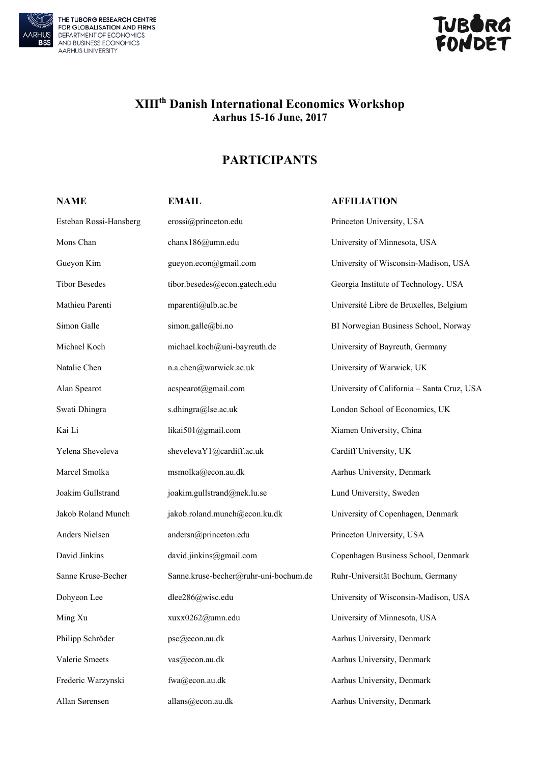THE TUBORG RESEARCH CENTRE FOR GLOBALISATION AND FIRMS
DEPARTMENT OF ECONOMICS AND BUSINESS ECONOMICS
AARHUS UNIVERSITY

TUBORG FONDET

# XIII$^{th}$ Danish International Economics Workshop

**Aarhus 15-16 June, 2017**

## PARTICIPANTS

| NAME | EMAIL | AFFILIATION |
|---|---|---|
| Esteban Rossi-Hansberg | erossi@princeton.edu | Princeton University, USA |
| Mons Chan | chanx186@umn.edu | University of Minnesota, USA |
| Gueyon Kim | gueyon.econ@gmail.com | University of Wisconsin-Madison, USA |
| Tibor Besedes | tibor.besedes@econ.gatech.edu | Georgia Institute of Technology, USA |
| Mathieu Parenti | mparenti@ulb.ac.be | Université Libre de Bruxelles, Belgium |
| Simon Galle | simon.galle@bi.no | BI Norwegian Business School, Norway |
| Michael Koch | michael.koch@uni-bayreuth.de | University of Bayreuth, Germany |
| Natalie Chen | n.a.chen@warwick.ac.uk | University of Warwick, UK |
| Alan Spearot | acspearot@gmail.com | University of California – Santa Cruz, USA |
| Swati Dhingra | s.dhingra@lse.ac.uk | London School of Economics, UK |
| Kai Li | likai501@gmail.com | Xiamen University, China |
| Yelena Sheveleva | shevelevaY1@cardiff.ac.uk | Cardiff University, UK |
| Marcel Smolka | msmolka@econ.au.dk | Aarhus University, Denmark |
| Joakim Gullstrand | joakim.gullstrand@nek.lu.se | Lund University, Sweden |
| Jakob Roland Munch | jakob.roland.munch@econ.ku.dk | University of Copenhagen, Denmark |
| Anders Nielsen | andersn@princeton.edu | Princeton University, USA |
| David Jinkins | david.jinkins@gmail.com | Copenhagen Business School, Denmark |
| Sanne Kruse-Becher | Sanne.kruse-becher@ruhr-uni-bochum.de | Ruhr-Universität Bochum, Germany |
| Dohyeon Lee | dlee286@wisc.edu | University of Wisconsin-Madison, USA |
| Ming Xu | xuxx0262@umn.edu | University of Minnesota, USA |
| Philipp Schröder | psc@econ.au.dk | Aarhus University, Denmark |
| Valerie Smeets | vas@econ.au.dk | Aarhus University, Denmark |
| Frederic Warzynski | fwa@econ.au.dk | Aarhus University, Denmark |
| Allan Sørensen | allans@econ.au.dk | Aarhus University, Denmark |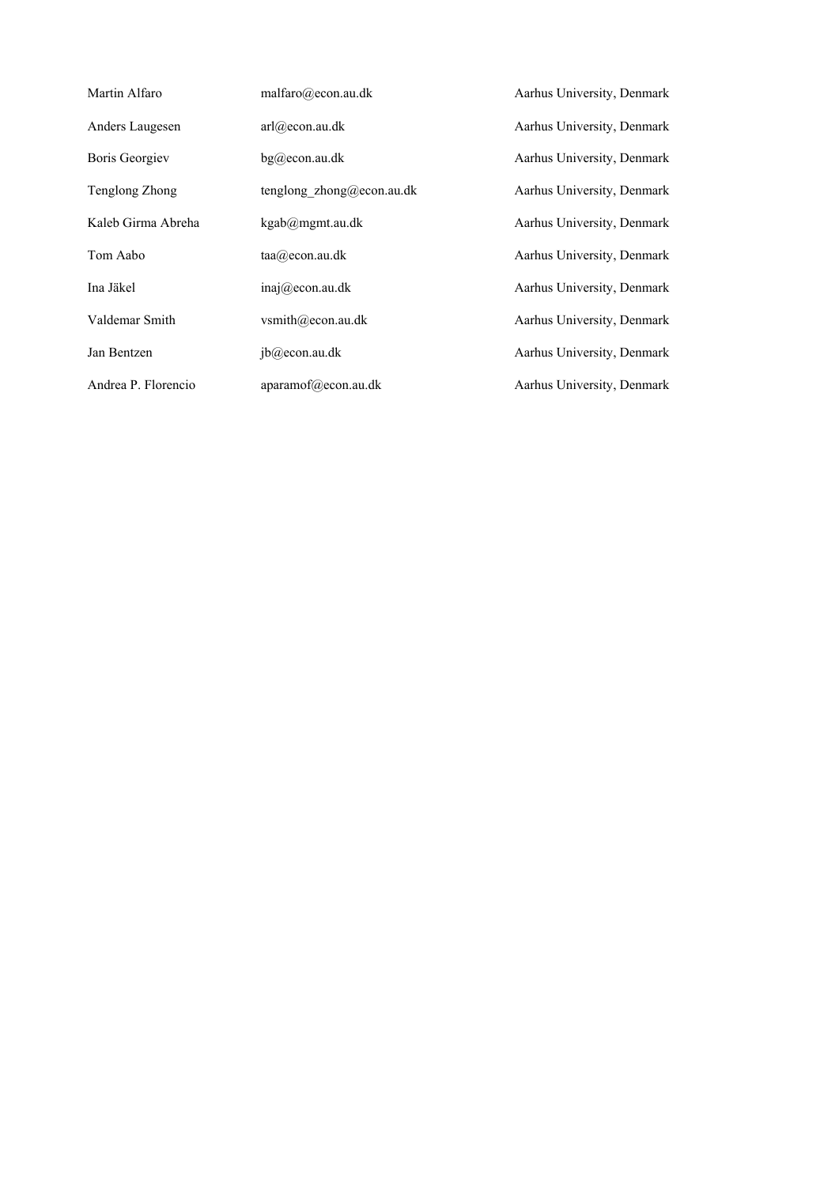| | | |
|---|---|---|
| Martin Alfaro | malfaro@econ.au.dk | Aarhus University, Denmark |
| Anders Laugesen | arl@econ.au.dk | Aarhus University, Denmark |
| Boris Georgiev | bg@econ.au.dk | Aarhus University, Denmark |
| Tenglong Zhong | tenglong_zhong@econ.au.dk | Aarhus University, Denmark |
| Kaleb Girma Abreha | kgab@mgmt.au.dk | Aarhus University, Denmark |
| Tom Aabo | taa@econ.au.dk | Aarhus University, Denmark |
| Ina Jäkel | inaj@econ.au.dk | Aarhus University, Denmark |
| Valdemar Smith | vsmith@econ.au.dk | Aarhus University, Denmark |
| Jan Bentzen | jb@econ.au.dk | Aarhus University, Denmark |
| Andrea P. Florencio | aparamof@econ.au.dk | Aarhus University, Denmark |